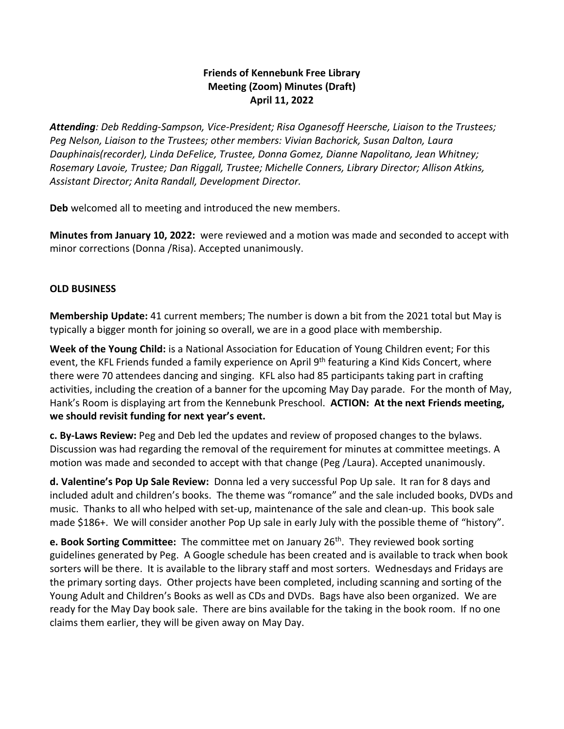**Friends of Kennebunk Free Library**
**Meeting (Zoom) Minutes (Draft)**
**April 11, 2022**

***Attending****: Deb Redding-Sampson, Vice-President; Risa Oganesoff Heersche, Liaison to the Trustees; Peg Nelson, Liaison to the Trustees; other members: Vivian Bachorick, Susan Dalton, Laura Dauphinais(recorder), Linda DeFelice, Trustee, Donna Gomez, Dianne Napolitano, Jean Whitney; Rosemary Lavoie, Trustee; Dan Riggall, Trustee; Michelle Conners, Library Director; Allison Atkins, Assistant Director; Anita Randall, Development Director.*

**Deb** welcomed all to meeting and introduced the new members.

**Minutes from January 10, 2022:** were reviewed and a motion was made and seconded to accept with minor corrections (Donna /Risa). Accepted unanimously.

**OLD BUSINESS**

**Membership Update:** 41 current members; The number is down a bit from the 2021 total but May is typically a bigger month for joining so overall, we are in a good place with membership.

**Week of the Young Child:** is a National Association for Education of Young Children event; For this event, the KFL Friends funded a family experience on April 9th featuring a Kind Kids Concert, where there were 70 attendees dancing and singing. KFL also had 85 participants taking part in crafting activities, including the creation of a banner for the upcoming May Day parade. For the month of May, Hank's Room is displaying art from the Kennebunk Preschool. **ACTION: At the next Friends meeting, we should revisit funding for next year's event.**

**c. By-Laws Review:** Peg and Deb led the updates and review of proposed changes to the bylaws. Discussion was had regarding the removal of the requirement for minutes at committee meetings. A motion was made and seconded to accept with that change (Peg /Laura). Accepted unanimously.

**d. Valentine's Pop Up Sale Review:** Donna led a very successful Pop Up sale. It ran for 8 days and included adult and children's books. The theme was "romance" and the sale included books, DVDs and music. Thanks to all who helped with set-up, maintenance of the sale and clean-up. This book sale made $186+. We will consider another Pop Up sale in early July with the possible theme of "history".

**e. Book Sorting Committee:** The committee met on January 26th. They reviewed book sorting guidelines generated by Peg. A Google schedule has been created and is available to track when book sorters will be there. It is available to the library staff and most sorters. Wednesdays and Fridays are the primary sorting days. Other projects have been completed, including scanning and sorting of the Young Adult and Children's Books as well as CDs and DVDs. Bags have also been organized. We are ready for the May Day book sale. There are bins available for the taking in the book room. If no one claims them earlier, they will be given away on May Day.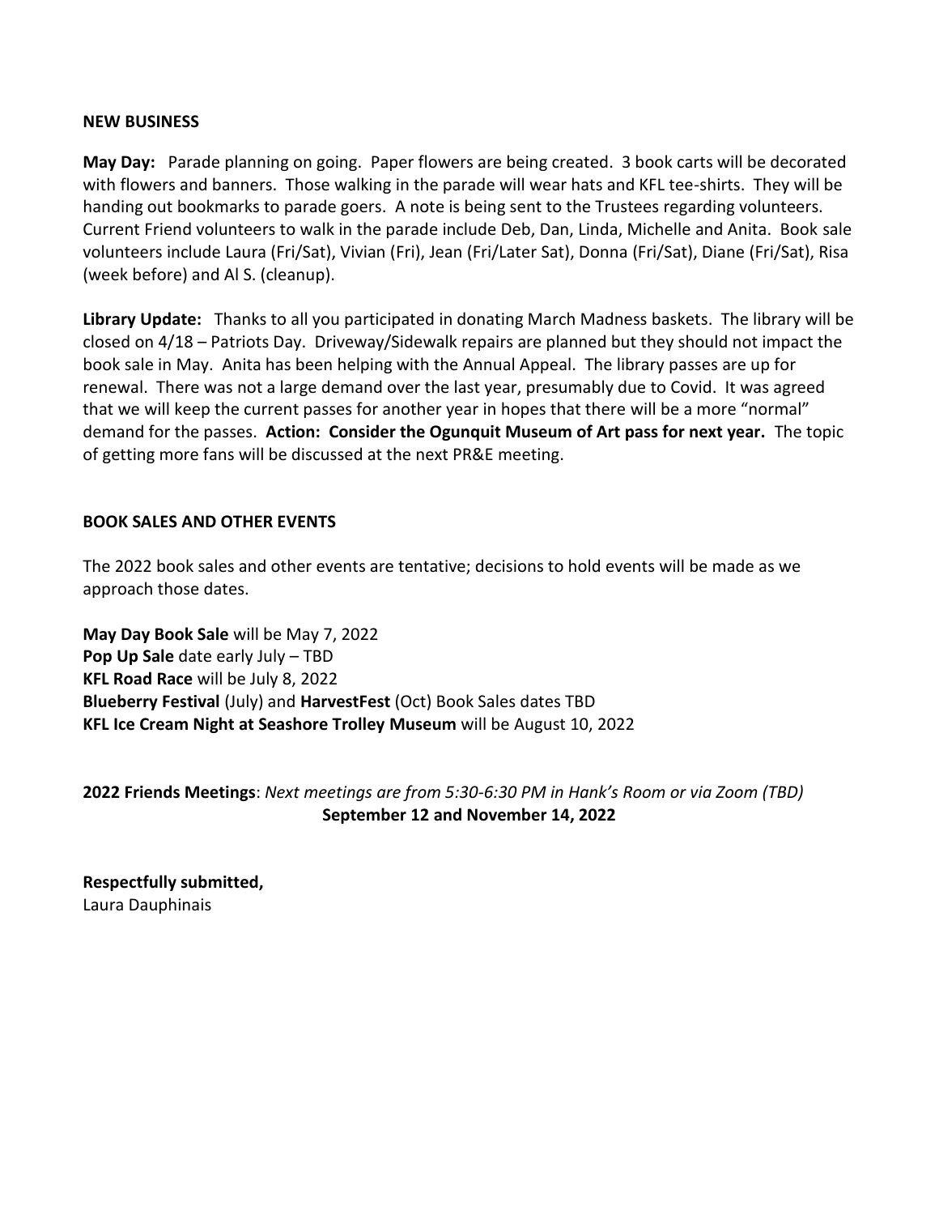**NEW BUSINESS**

**May Day:** Parade planning on going. Paper flowers are being created. 3 book carts will be decorated with flowers and banners. Those walking in the parade will wear hats and KFL tee-shirts. They will be handing out bookmarks to parade goers. A note is being sent to the Trustees regarding volunteers. Current Friend volunteers to walk in the parade include Deb, Dan, Linda, Michelle and Anita. Book sale volunteers include Laura (Fri/Sat), Vivian (Fri), Jean (Fri/Later Sat), Donna (Fri/Sat), Diane (Fri/Sat), Risa (week before) and Al S. (cleanup).

**Library Update:** Thanks to all you participated in donating March Madness baskets. The library will be closed on 4/18 – Patriots Day. Driveway/Sidewalk repairs are planned but they should not impact the book sale in May. Anita has been helping with the Annual Appeal. The library passes are up for renewal. There was not a large demand over the last year, presumably due to Covid. It was agreed that we will keep the current passes for another year in hopes that there will be a more "normal" demand for the passes. **Action: Consider the Ogunquit Museum of Art pass for next year.** The topic of getting more fans will be discussed at the next PR&E meeting.

**BOOK SALES AND OTHER EVENTS**

The 2022 book sales and other events are tentative; decisions to hold events will be made as we approach those dates.

**May Day Book Sale** will be May 7, 2022
**Pop Up Sale** date early July – TBD
**KFL Road Race** will be July 8, 2022
**Blueberry Festival** (July) and **HarvestFest** (Oct) Book Sales dates TBD
**KFL Ice Cream Night at Seashore Trolley Museum** will be August 10, 2022

**2022 Friends Meetings**: *Next meetings are from 5:30-6:30 PM in Hank's Room or via Zoom (TBD)*
**September 12 and November 14, 2022**

**Respectfully submitted,**
Laura Dauphinais